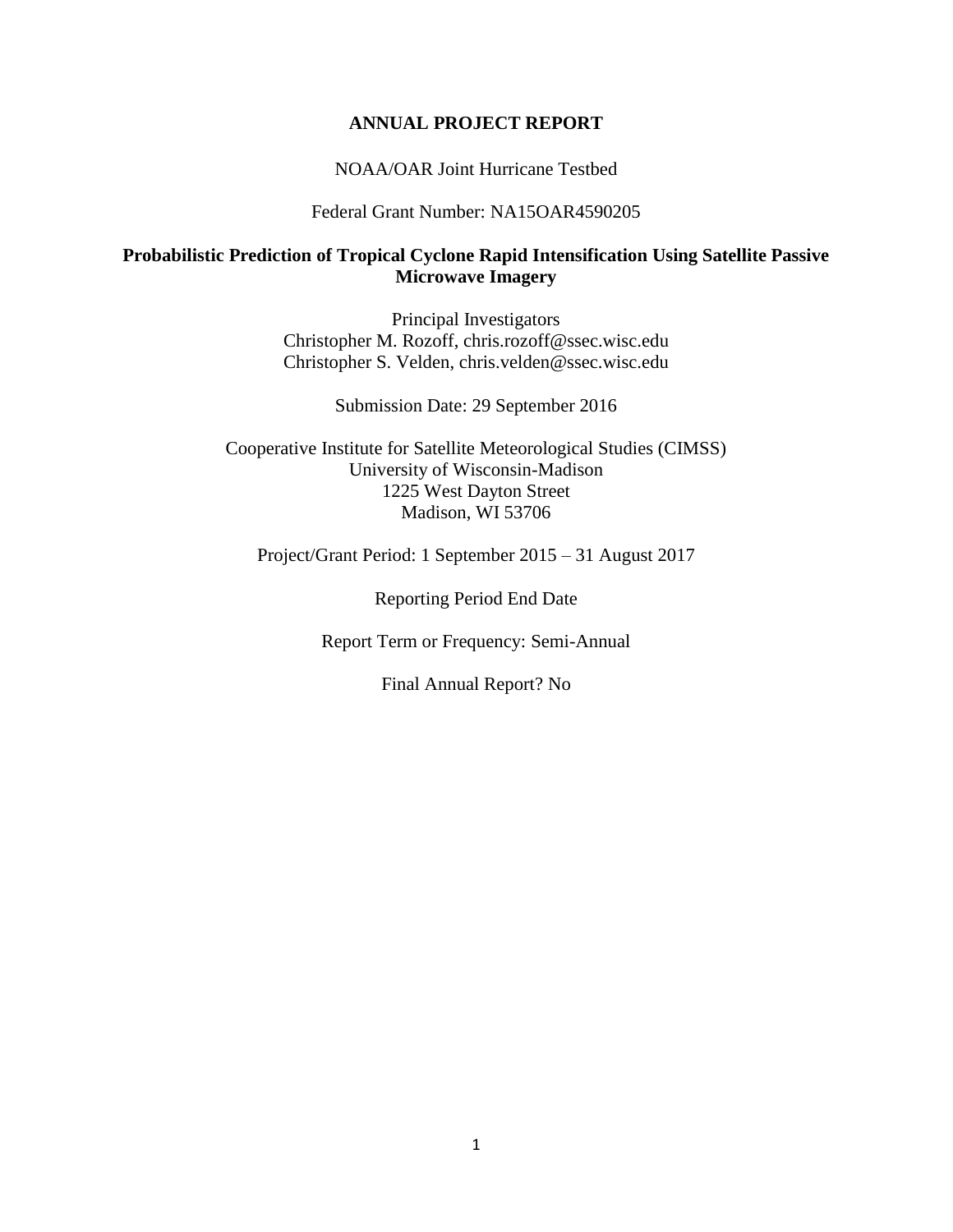# ANNUAL PROJECT REPORT

NOAA/OAR Joint Hurricane Testbed

Federal Grant Number: NA15OAR4590205

## Probabilistic Prediction of Tropical Cyclone Rapid Intensification Using Satellite Passive Microwave Imagery

Principal Investigators
Christopher M. Rozoff, chris.rozoff@ssec.wisc.edu
Christopher S. Velden, chris.velden@ssec.wisc.edu

Submission Date: 29 September 2016

Cooperative Institute for Satellite Meteorological Studies (CIMSS)
University of Wisconsin-Madison
1225 West Dayton Street
Madison, WI 53706

Project/Grant Period: 1 September 2015 – 31 August 2017

Reporting Period End Date

Report Term or Frequency: Semi-Annual

Final Annual Report? No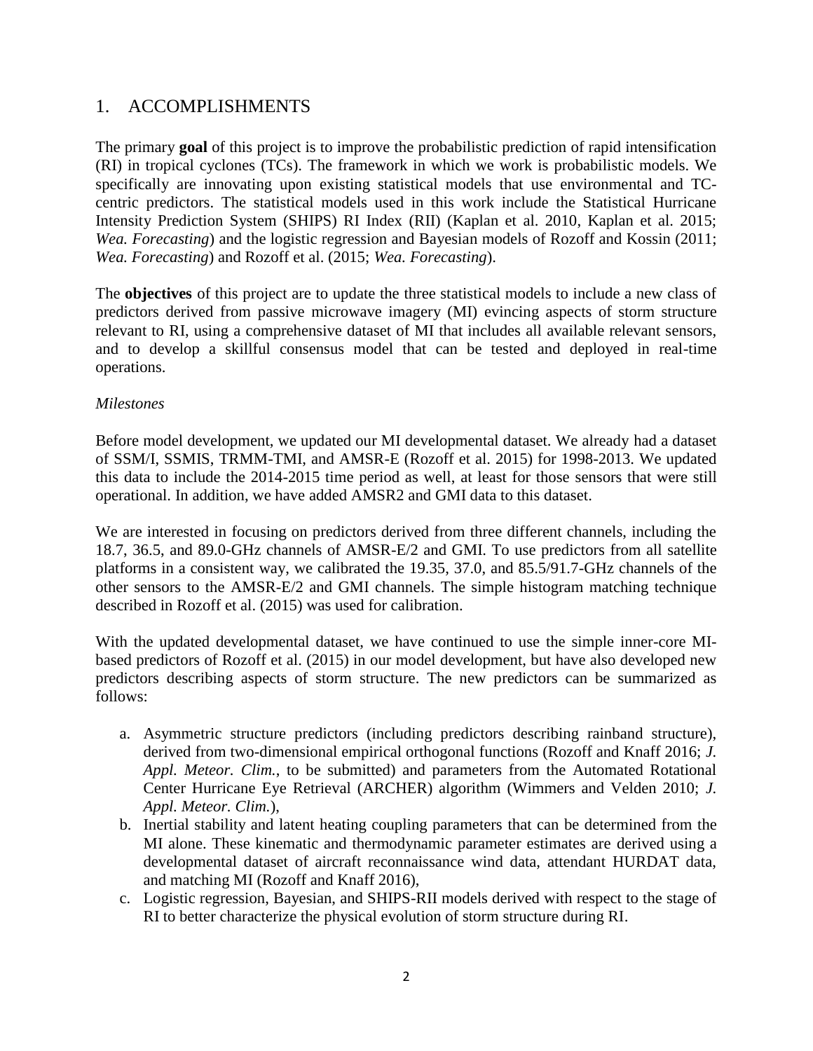## 1. ACCOMPLISHMENTS

The primary **goal** of this project is to improve the probabilistic prediction of rapid intensification (RI) in tropical cyclones (TCs). The framework in which we work is probabilistic models. We specifically are innovating upon existing statistical models that use environmental and TC-centric predictors. The statistical models used in this work include the Statistical Hurricane Intensity Prediction System (SHIPS) RI Index (RII) (Kaplan et al. 2010, Kaplan et al. 2015; *Wea. Forecasting*) and the logistic regression and Bayesian models of Rozoff and Kossin (2011; *Wea. Forecasting*) and Rozoff et al. (2015; *Wea. Forecasting*).

The **objectives** of this project are to update the three statistical models to include a new class of predictors derived from passive microwave imagery (MI) evincing aspects of storm structure relevant to RI, using a comprehensive dataset of MI that includes all available relevant sensors, and to develop a skillful consensus model that can be tested and deployed in real-time operations.

*Milestones*

Before model development, we updated our MI developmental dataset. We already had a dataset of SSM/I, SSMIS, TRMM-TMI, and AMSR-E (Rozoff et al. 2015) for 1998-2013. We updated this data to include the 2014-2015 time period as well, at least for those sensors that were still operational. In addition, we have added AMSR2 and GMI data to this dataset.

We are interested in focusing on predictors derived from three different channels, including the 18.7, 36.5, and 89.0-GHz channels of AMSR-E/2 and GMI. To use predictors from all satellite platforms in a consistent way, we calibrated the 19.35, 37.0, and 85.5/91.7-GHz channels of the other sensors to the AMSR-E/2 and GMI channels. The simple histogram matching technique described in Rozoff et al. (2015) was used for calibration.

With the updated developmental dataset, we have continued to use the simple inner-core MI-based predictors of Rozoff et al. (2015) in our model development, but have also developed new predictors describing aspects of storm structure. The new predictors can be summarized as follows:

a. Asymmetric structure predictors (including predictors describing rainband structure), derived from two-dimensional empirical orthogonal functions (Rozoff and Knaff 2016; *J. Appl. Meteor. Clim.*, to be submitted) and parameters from the Automated Rotational Center Hurricane Eye Retrieval (ARCHER) algorithm (Wimmers and Velden 2010; *J. Appl. Meteor. Clim.*),
b. Inertial stability and latent heating coupling parameters that can be determined from the MI alone. These kinematic and thermodynamic parameter estimates are derived using a developmental dataset of aircraft reconnaissance wind data, attendant HURDAT data, and matching MI (Rozoff and Knaff 2016),
c. Logistic regression, Bayesian, and SHIPS-RII models derived with respect to the stage of RI to better characterize the physical evolution of storm structure during RI.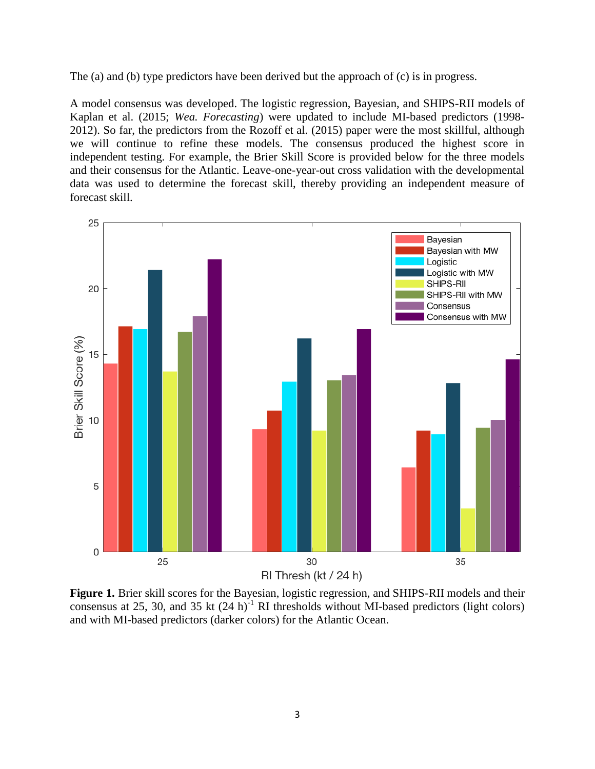The (a) and (b) type predictors have been derived but the approach of (c) is in progress.

A model consensus was developed. The logistic regression, Bayesian, and SHIPS-RII models of Kaplan et al. (2015; *Wea. Forecasting*) were updated to include MI-based predictors (1998-2012). So far, the predictors from the Rozoff et al. (2015) paper were the most skillful, although we will continue to refine these models. The consensus produced the highest score in independent testing. For example, the Brier Skill Score is provided below for the three models and their consensus for the Atlantic. Leave-one-year-out cross validation with the developmental data was used to determine the forecast skill, thereby providing an independent measure of forecast skill.

**Figure 1.** Brier skill scores for the Bayesian, logistic regression, and SHIPS-RII models and their consensus at 25, 30, and 35 kt $(24\ h)^{-1}$ RI thresholds without MI-based predictors (light colors) and with MI-based predictors (darker colors) for the Atlantic Ocean.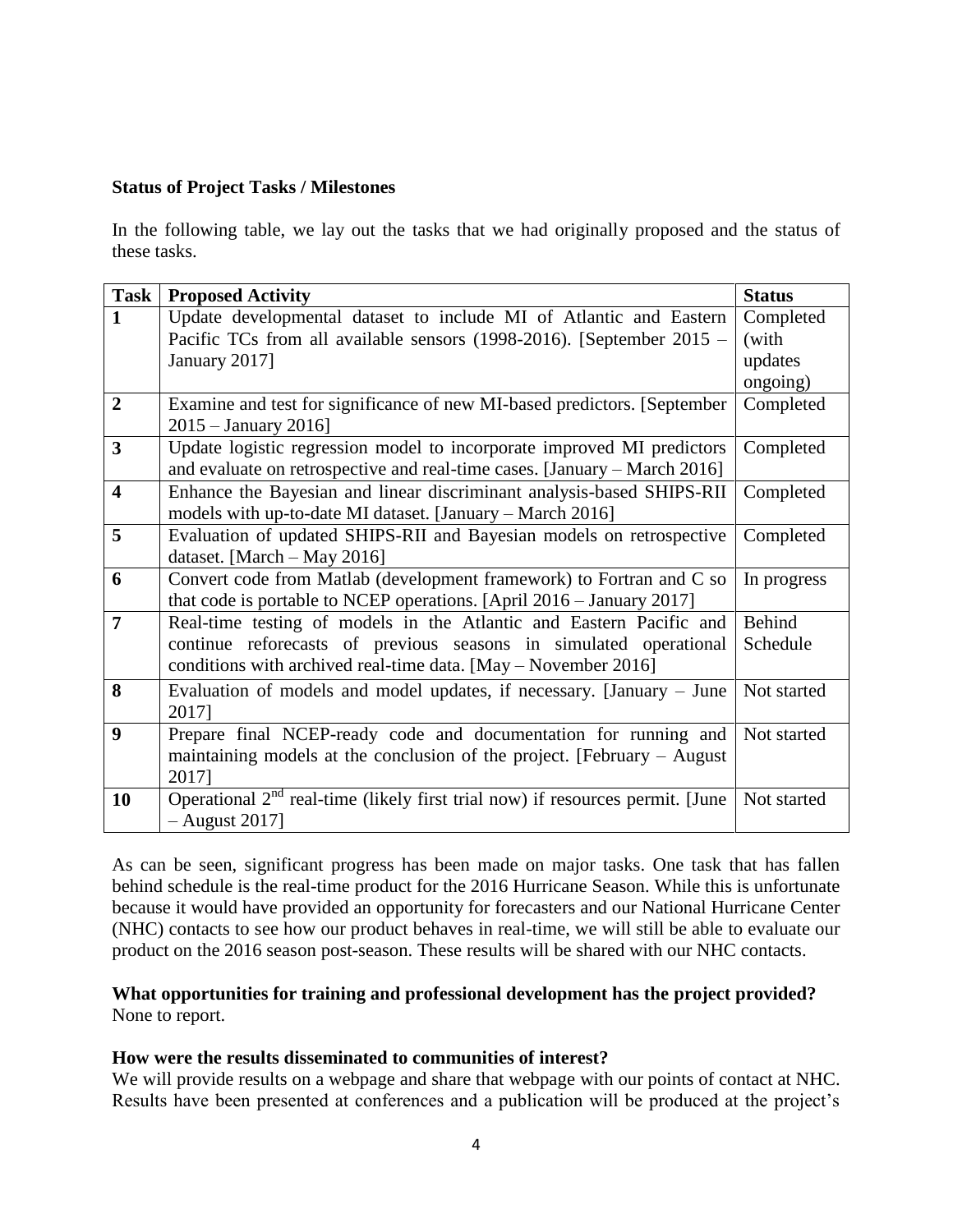**Status of Project Tasks / Milestones**

In the following table, we lay out the tasks that we had originally proposed and the status of these tasks.

| Task | Proposed Activity | Status |
|---|---|---|
| **1** | Update developmental dataset to include MI of Atlantic and Eastern Pacific TCs from all available sensors (1998-2016). [September 2015 – January 2017] | Completed (with updates ongoing) |
| **2** | Examine and test for significance of new MI-based predictors. [September 2015 – January 2016] | Completed |
| **3** | Update logistic regression model to incorporate improved MI predictors and evaluate on retrospective and real-time cases. [January – March 2016] | Completed |
| **4** | Enhance the Bayesian and linear discriminant analysis-based SHIPS-RII models with up-to-date MI dataset. [January – March 2016] | Completed |
| **5** | Evaluation of updated SHIPS-RII and Bayesian models on retrospective dataset. [March – May 2016] | Completed |
| **6** | Convert code from Matlab (development framework) to Fortran and C so that code is portable to NCEP operations. [April 2016 – January 2017] | In progress |
| **7** | Real-time testing of models in the Atlantic and Eastern Pacific and continue reforecasts of previous seasons in simulated operational conditions with archived real-time data. [May – November 2016] | Behind Schedule |
| **8** | Evaluation of models and model updates, if necessary. [January – June 2017] | Not started |
| **9** | Prepare final NCEP-ready code and documentation for running and maintaining models at the conclusion of the project. [February – August 2017] | Not started |
| **10** | Operational 2nd real-time (likely first trial now) if resources permit. [June – August 2017] | Not started |

As can be seen, significant progress has been made on major tasks. One task that has fallen behind schedule is the real-time product for the 2016 Hurricane Season. While this is unfortunate because it would have provided an opportunity for forecasters and our National Hurricane Center (NHC) contacts to see how our product behaves in real-time, we will still be able to evaluate our product on the 2016 season post-season. These results will be shared with our NHC contacts.

**What opportunities for training and professional development has the project provided?**
None to report.

**How were the results disseminated to communities of interest?**
We will provide results on a webpage and share that webpage with our points of contact at NHC. Results have been presented at conferences and a publication will be produced at the project's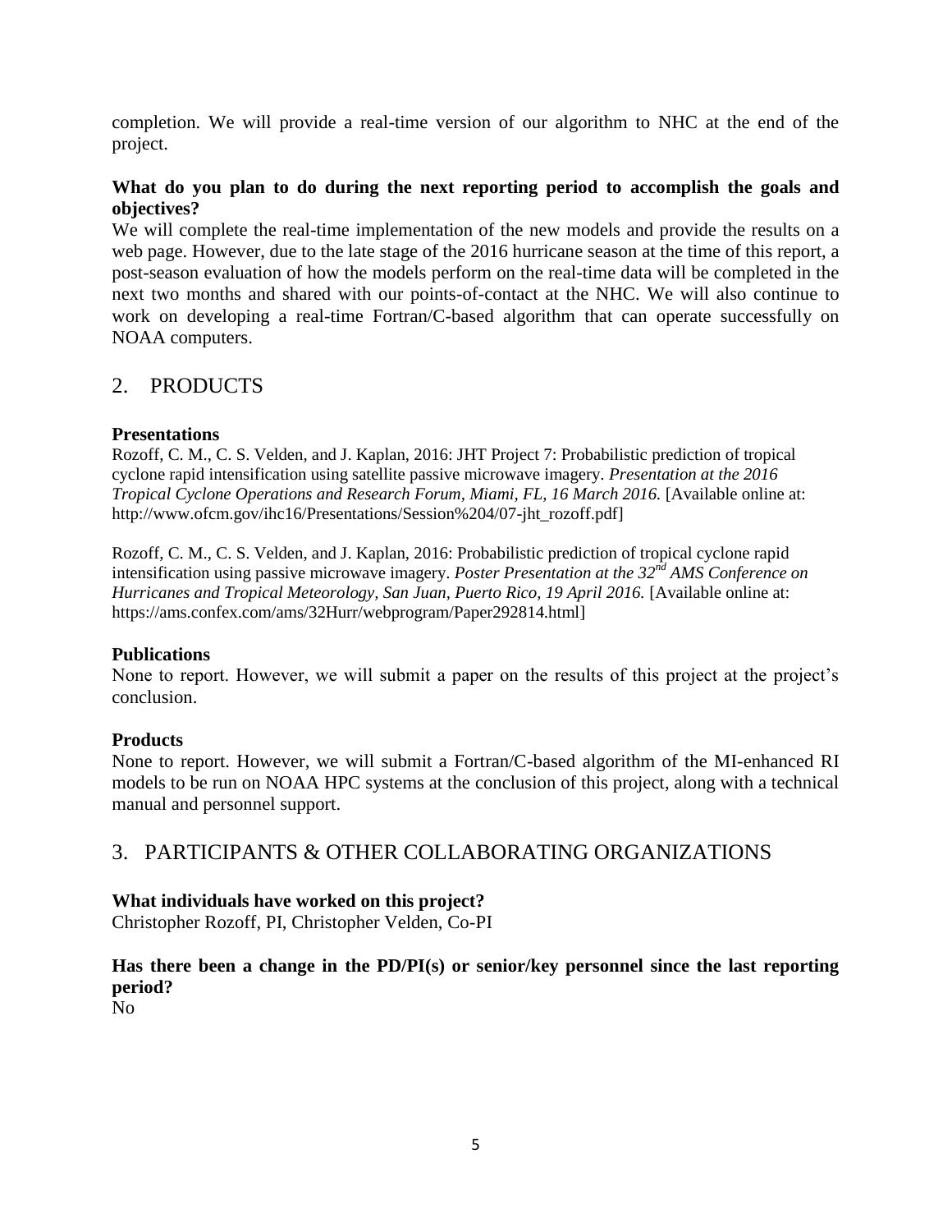completion. We will provide a real-time version of our algorithm to NHC at the end of the project.

**What do you plan to do during the next reporting period to accomplish the goals and objectives?**

We will complete the real-time implementation of the new models and provide the results on a web page. However, due to the late stage of the 2016 hurricane season at the time of this report, a post-season evaluation of how the models perform on the real-time data will be completed in the next two months and shared with our points-of-contact at the NHC. We will also continue to work on developing a real-time Fortran/C-based algorithm that can operate successfully on NOAA computers.

## 2. PRODUCTS

**Presentations**

Rozoff, C. M., C. S. Velden, and J. Kaplan, 2016: JHT Project 7: Probabilistic prediction of tropical cyclone rapid intensification using satellite passive microwave imagery. *Presentation at the 2016 Tropical Cyclone Operations and Research Forum, Miami, FL, 16 March 2016.* [Available online at: http://www.ofcm.gov/ihc16/Presentations/Session%204/07-jht_rozoff.pdf]

Rozoff, C. M., C. S. Velden, and J. Kaplan, 2016: Probabilistic prediction of tropical cyclone rapid intensification using passive microwave imagery. *Poster Presentation at the 32nd AMS Conference on Hurricanes and Tropical Meteorology, San Juan, Puerto Rico, 19 April 2016.* [Available online at: https://ams.confex.com/ams/32Hurr/webprogram/Paper292814.html]

**Publications**

None to report. However, we will submit a paper on the results of this project at the project's conclusion.

**Products**

None to report. However, we will submit a Fortran/C-based algorithm of the MI-enhanced RI models to be run on NOAA HPC systems at the conclusion of this project, along with a technical manual and personnel support.

## 3. PARTICIPANTS & OTHER COLLABORATING ORGANIZATIONS

**What individuals have worked on this project?**

Christopher Rozoff, PI, Christopher Velden, Co-PI

**Has there been a change in the PD/PI(s) or senior/key personnel since the last reporting period?**

No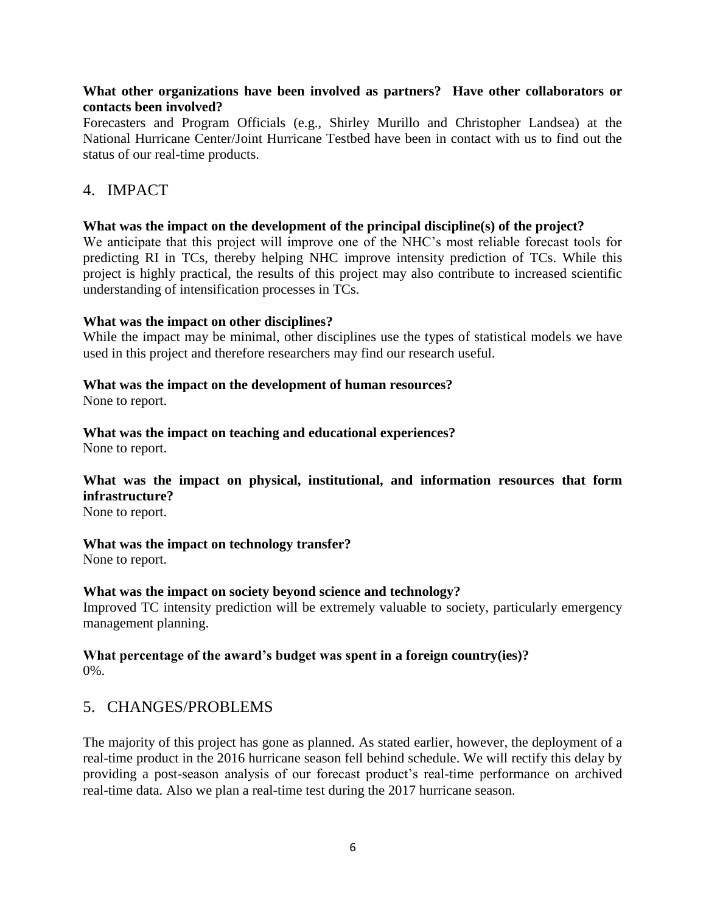**What other organizations have been involved as partners? Have other collaborators or contacts been involved?**

Forecasters and Program Officials (e.g., Shirley Murillo and Christopher Landsea) at the National Hurricane Center/Joint Hurricane Testbed have been in contact with us to find out the status of our real-time products.

## 4. IMPACT

**What was the impact on the development of the principal discipline(s) of the project?**

We anticipate that this project will improve one of the NHC's most reliable forecast tools for predicting RI in TCs, thereby helping NHC improve intensity prediction of TCs. While this project is highly practical, the results of this project may also contribute to increased scientific understanding of intensification processes in TCs.

**What was the impact on other disciplines?**

While the impact may be minimal, other disciplines use the types of statistical models we have used in this project and therefore researchers may find our research useful.

**What was the impact on the development of human resources?**

None to report.

**What was the impact on teaching and educational experiences?**

None to report.

**What was the impact on physical, institutional, and information resources that form infrastructure?**

None to report.

**What was the impact on technology transfer?**

None to report.

**What was the impact on society beyond science and technology?**

Improved TC intensity prediction will be extremely valuable to society, particularly emergency management planning.

**What percentage of the award's budget was spent in a foreign country(ies)?**

0%.

## 5. CHANGES/PROBLEMS

The majority of this project has gone as planned. As stated earlier, however, the deployment of a real-time product in the 2016 hurricane season fell behind schedule. We will rectify this delay by providing a post-season analysis of our forecast product's real-time performance on archived real-time data. Also we plan a real-time test during the 2017 hurricane season.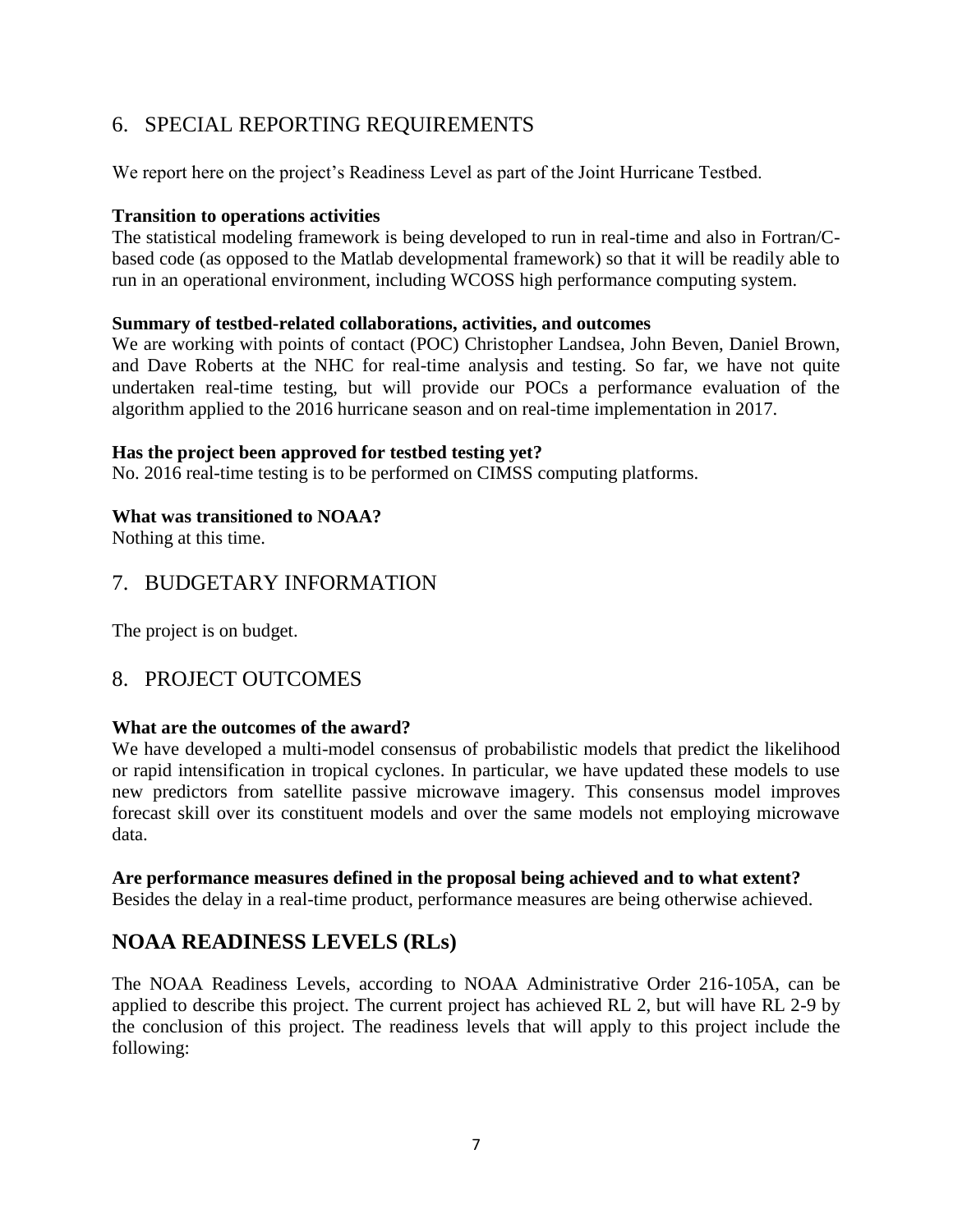## 6. SPECIAL REPORTING REQUIREMENTS

We report here on the project's Readiness Level as part of the Joint Hurricane Testbed.

**Transition to operations activities**

The statistical modeling framework is being developed to run in real-time and also in Fortran/C-based code (as opposed to the Matlab developmental framework) so that it will be readily able to run in an operational environment, including WCOSS high performance computing system.

**Summary of testbed-related collaborations, activities, and outcomes**

We are working with points of contact (POC) Christopher Landsea, John Beven, Daniel Brown, and Dave Roberts at the NHC for real-time analysis and testing. So far, we have not quite undertaken real-time testing, but will provide our POCs a performance evaluation of the algorithm applied to the 2016 hurricane season and on real-time implementation in 2017.

**Has the project been approved for testbed testing yet?**

No. 2016 real-time testing is to be performed on CIMSS computing platforms.

**What was transitioned to NOAA?**

Nothing at this time.

## 7. BUDGETARY INFORMATION

The project is on budget.

## 8. PROJECT OUTCOMES

**What are the outcomes of the award?**

We have developed a multi-model consensus of probabilistic models that predict the likelihood or rapid intensification in tropical cyclones. In particular, we have updated these models to use new predictors from satellite passive microwave imagery. This consensus model improves forecast skill over its constituent models and over the same models not employing microwave data.

**Are performance measures defined in the proposal being achieved and to what extent?**

Besides the delay in a real-time product, performance measures are being otherwise achieved.

## NOAA READINESS LEVELS (RLs)

The NOAA Readiness Levels, according to NOAA Administrative Order 216-105A, can be applied to describe this project. The current project has achieved RL 2, but will have RL 2-9 by the conclusion of this project. The readiness levels that will apply to this project include the following: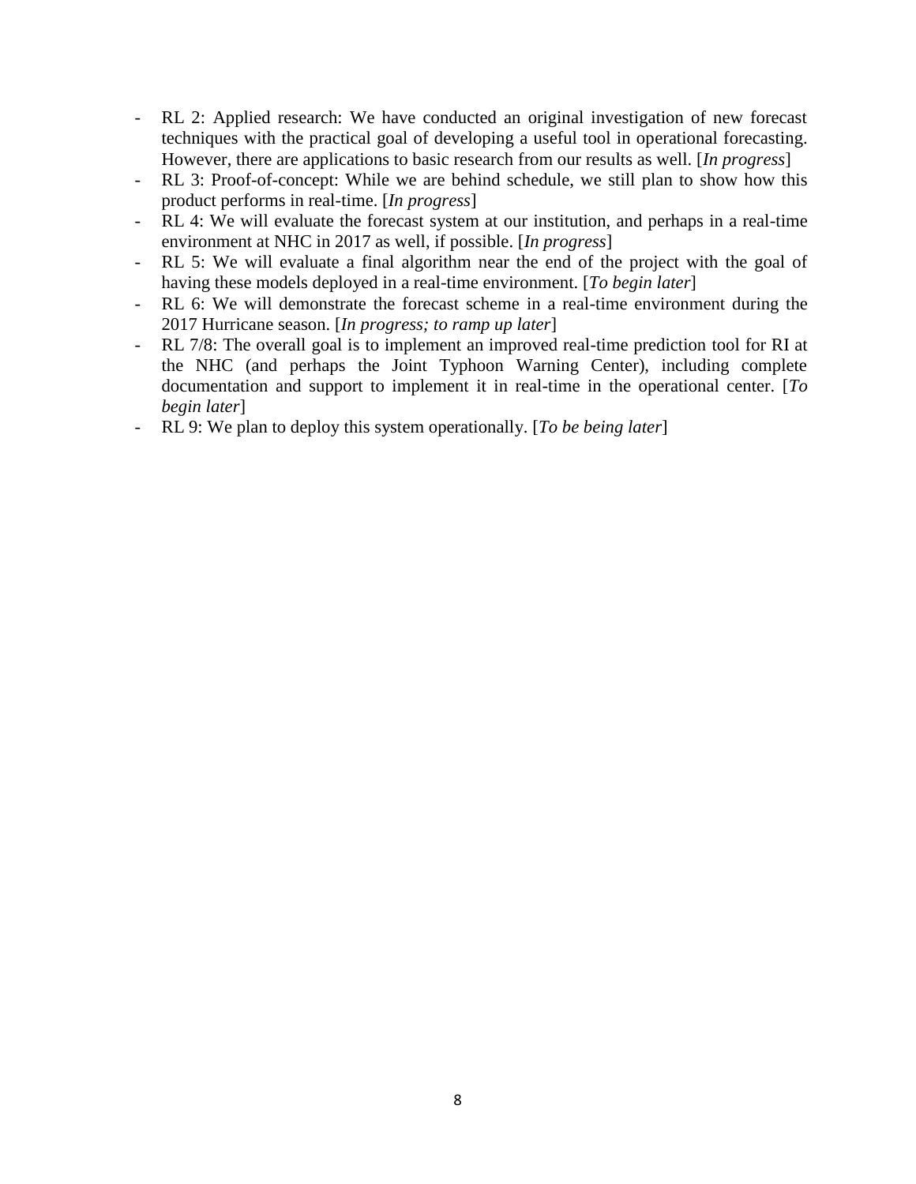- RL 2: Applied research: We have conducted an original investigation of new forecast techniques with the practical goal of developing a useful tool in operational forecasting. However, there are applications to basic research from our results as well. [*In progress*]
- RL 3: Proof-of-concept: While we are behind schedule, we still plan to show how this product performs in real-time. [*In progress*]
- RL 4: We will evaluate the forecast system at our institution, and perhaps in a real-time environment at NHC in 2017 as well, if possible. [*In progress*]
- RL 5: We will evaluate a final algorithm near the end of the project with the goal of having these models deployed in a real-time environment. [*To begin later*]
- RL 6: We will demonstrate the forecast scheme in a real-time environment during the 2017 Hurricane season. [*In progress; to ramp up later*]
- RL 7/8: The overall goal is to implement an improved real-time prediction tool for RI at the NHC (and perhaps the Joint Typhoon Warning Center), including complete documentation and support to implement it in real-time in the operational center. [*To begin later*]
- RL 9: We plan to deploy this system operationally. [*To be being later*]